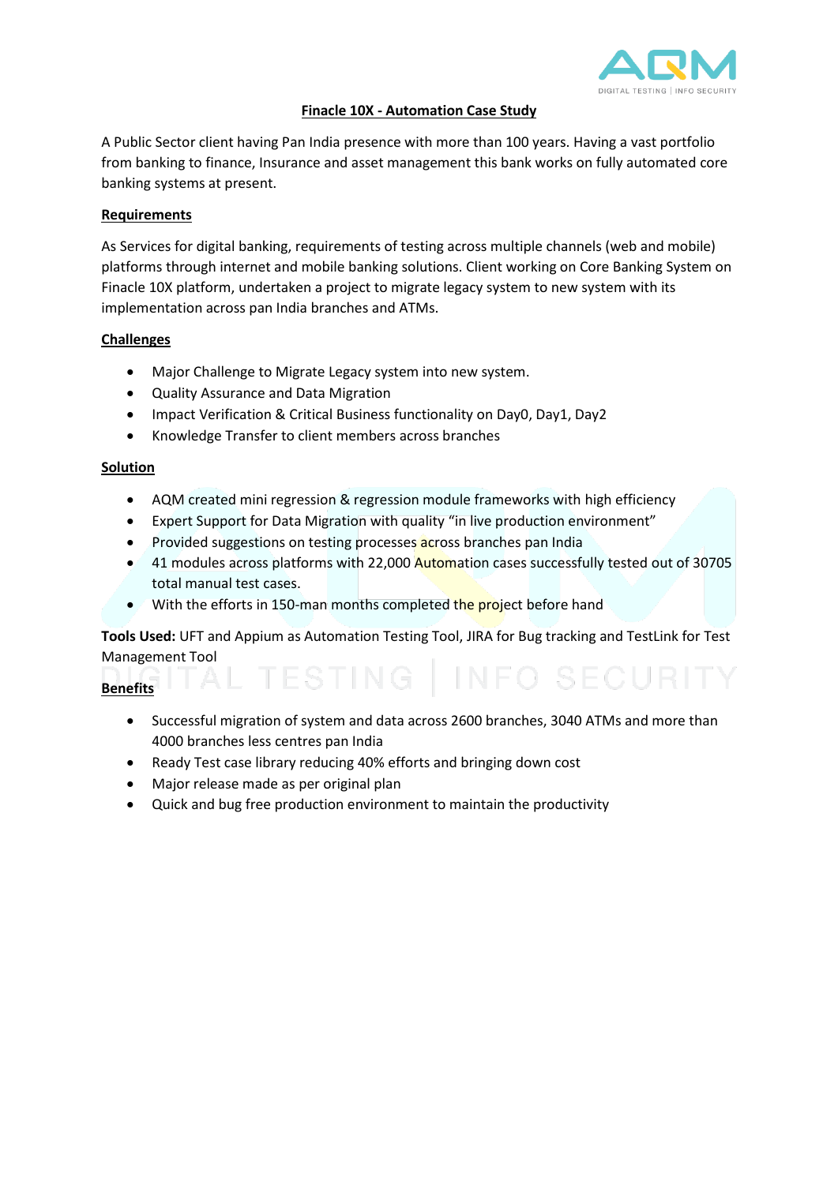# Finacle 10X - Automation Case Study

A Public Sector client having Pan India presence with more than 100 years. Having a vast portfolio from banking to finance, Insurance and asset management this bank works on fully automated core banking systems at present.

## Requirements

As Services for digital banking, requirements of testing across multiple channels (web and mobile) platforms through internet and mobile banking solutions. Client working on Core Banking System on Finacle 10X platform, undertaken a project to migrate legacy system to new system with its implementation across pan India branches and ATMs.

## Challenges

- Major Challenge to Migrate Legacy system into new system.
- Quality Assurance and Data Migration
- Impact Verification & Critical Business functionality on Day0, Day1, Day2
- Knowledge Transfer to client members across branches

## Solution

- AQM created mini regression & regression module frameworks with high efficiency
- Expert Support for Data Migration with quality "in live production environment"
- Provided suggestions on testing processes across branches pan India
- 41 modules across platforms with 22,000 Automation cases successfully tested out of 30705 total manual test cases.
- With the efforts in 150-man months completed the project before hand

**Tools Used:** UFT and Appium as Automation Testing Tool, JIRA for Bug tracking and TestLink for Test Management Tool

## Benefits

- Successful migration of system and data across 2600 branches, 3040 ATMs and more than 4000 branches less centres pan India
- Ready Test case library reducing 40% efforts and bringing down cost
- Major release made as per original plan
- Quick and bug free production environment to maintain the productivity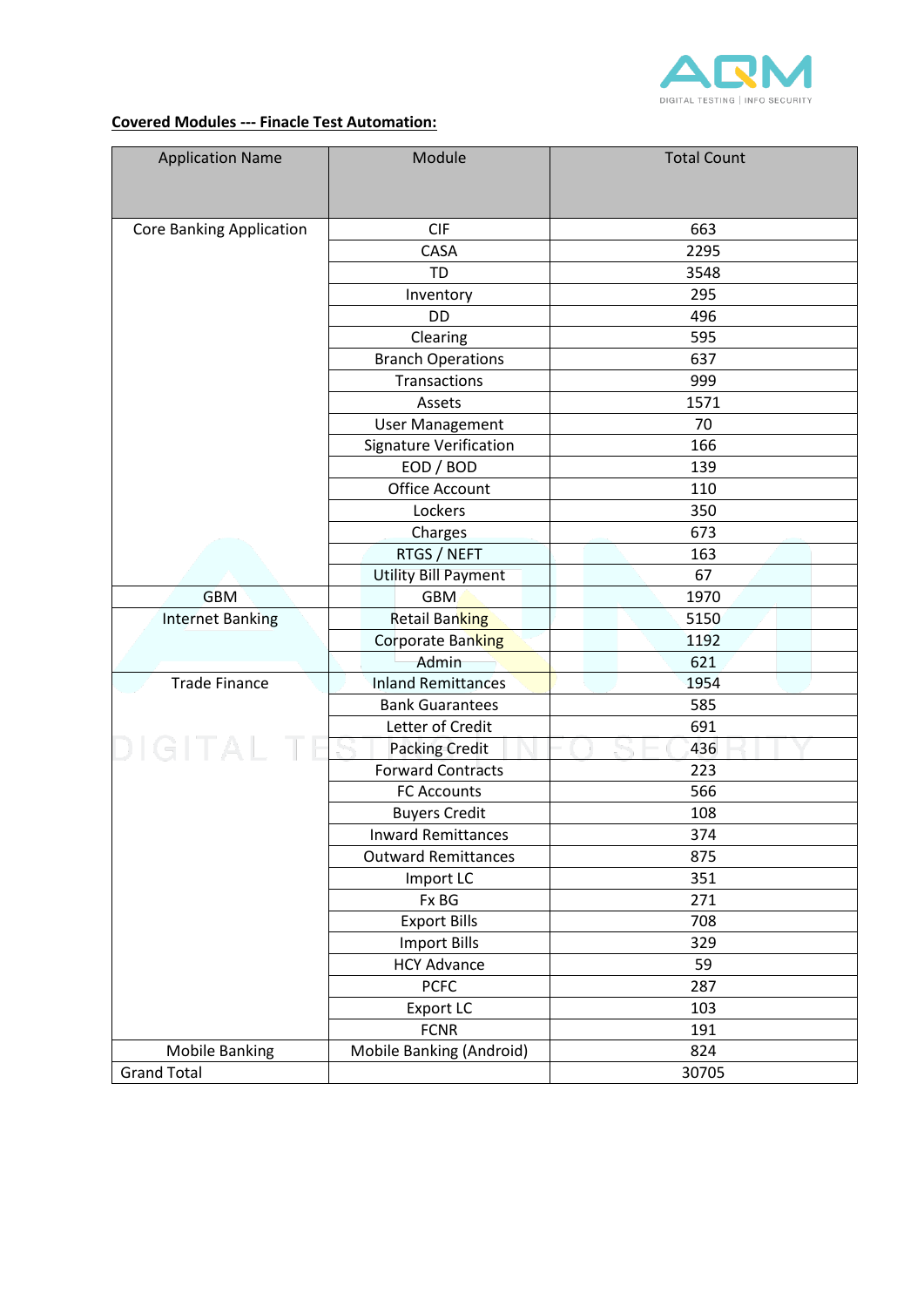**Covered Modules --- Finacle Test Automation:**

| Application Name | Module | Total Count |
|---|---|---|
| Core Banking Application | CIF | 663 |
| | CASA | 2295 |
| | TD | 3548 |
| | Inventory | 295 |
| | DD | 496 |
| | Clearing | 595 |
| | Branch Operations | 637 |
| | Transactions | 999 |
| | Assets | 1571 |
| | User Management | 70 |
| | Signature Verification | 166 |
| | EOD / BOD | 139 |
| | Office Account | 110 |
| | Lockers | 350 |
| | Charges | 673 |
| | RTGS / NEFT | 163 |
| | Utility Bill Payment | 67 |
| GBM | GBM | 1970 |
| Internet Banking | Retail Banking | 5150 |
| | Corporate Banking | 1192 |
| | Admin | 621 |
| Trade Finance | Inland Remittances | 1954 |
| | Bank Guarantees | 585 |
| | Letter of Credit | 691 |
| | Packing Credit | 436 |
| | Forward Contracts | 223 |
| | FC Accounts | 566 |
| | Buyers Credit | 108 |
| | Inward Remittances | 374 |
| | Outward Remittances | 875 |
| | Import LC | 351 |
| | Fx BG | 271 |
| | Export Bills | 708 |
| | Import Bills | 329 |
| | HCY Advance | 59 |
| | PCFC | 287 |
| | Export LC | 103 |
| | FCNR | 191 |
| Mobile Banking | Mobile Banking (Android) | 824 |
| Grand Total | | 30705 |